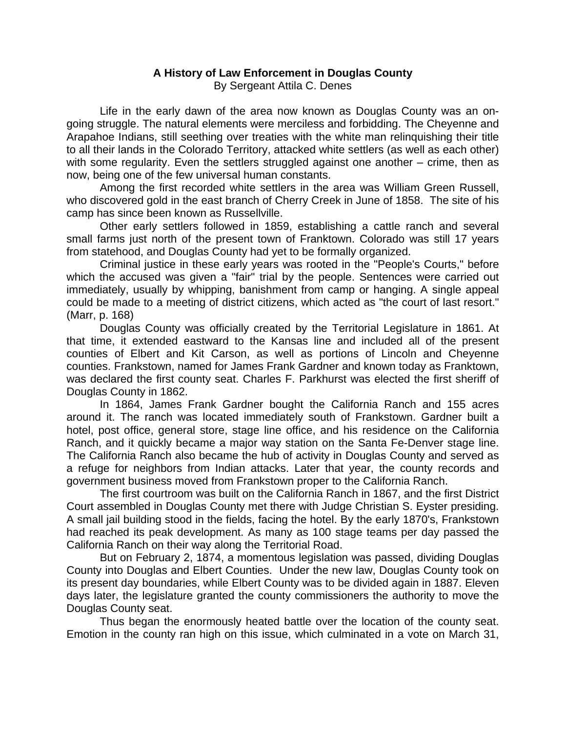# A History of Law Enforcement in Douglas County

By Sergeant Attila C. Denes

Life in the early dawn of the area now known as Douglas County was an on-going struggle. The natural elements were merciless and forbidding. The Cheyenne and Arapahoe Indians, still seething over treaties with the white man relinquishing their title to all their lands in the Colorado Territory, attacked white settlers (as well as each other) with some regularity. Even the settlers struggled against one another – crime, then as now, being one of the few universal human constants.

Among the first recorded white settlers in the area was William Green Russell, who discovered gold in the east branch of Cherry Creek in June of 1858. The site of his camp has since been known as Russellville.

Other early settlers followed in 1859, establishing a cattle ranch and several small farms just north of the present town of Franktown. Colorado was still 17 years from statehood, and Douglas County had yet to be formally organized.

Criminal justice in these early years was rooted in the "People's Courts," before which the accused was given a "fair" trial by the people. Sentences were carried out immediately, usually by whipping, banishment from camp or hanging. A single appeal could be made to a meeting of district citizens, which acted as "the court of last resort." (Marr, p. 168)

Douglas County was officially created by the Territorial Legislature in 1861. At that time, it extended eastward to the Kansas line and included all of the present counties of Elbert and Kit Carson, as well as portions of Lincoln and Cheyenne counties. Frankstown, named for James Frank Gardner and known today as Franktown, was declared the first county seat. Charles F. Parkhurst was elected the first sheriff of Douglas County in 1862.

In 1864, James Frank Gardner bought the California Ranch and 155 acres around it. The ranch was located immediately south of Frankstown. Gardner built a hotel, post office, general store, stage line office, and his residence on the California Ranch, and it quickly became a major way station on the Santa Fe-Denver stage line. The California Ranch also became the hub of activity in Douglas County and served as a refuge for neighbors from Indian attacks. Later that year, the county records and government business moved from Frankstown proper to the California Ranch.

The first courtroom was built on the California Ranch in 1867, and the first District Court assembled in Douglas County met there with Judge Christian S. Eyster presiding. A small jail building stood in the fields, facing the hotel. By the early 1870's, Frankstown had reached its peak development. As many as 100 stage teams per day passed the California Ranch on their way along the Territorial Road.

But on February 2, 1874, a momentous legislation was passed, dividing Douglas County into Douglas and Elbert Counties. Under the new law, Douglas County took on its present day boundaries, while Elbert County was to be divided again in 1887. Eleven days later, the legislature granted the county commissioners the authority to move the Douglas County seat.

Thus began the enormously heated battle over the location of the county seat. Emotion in the county ran high on this issue, which culminated in a vote on March 31,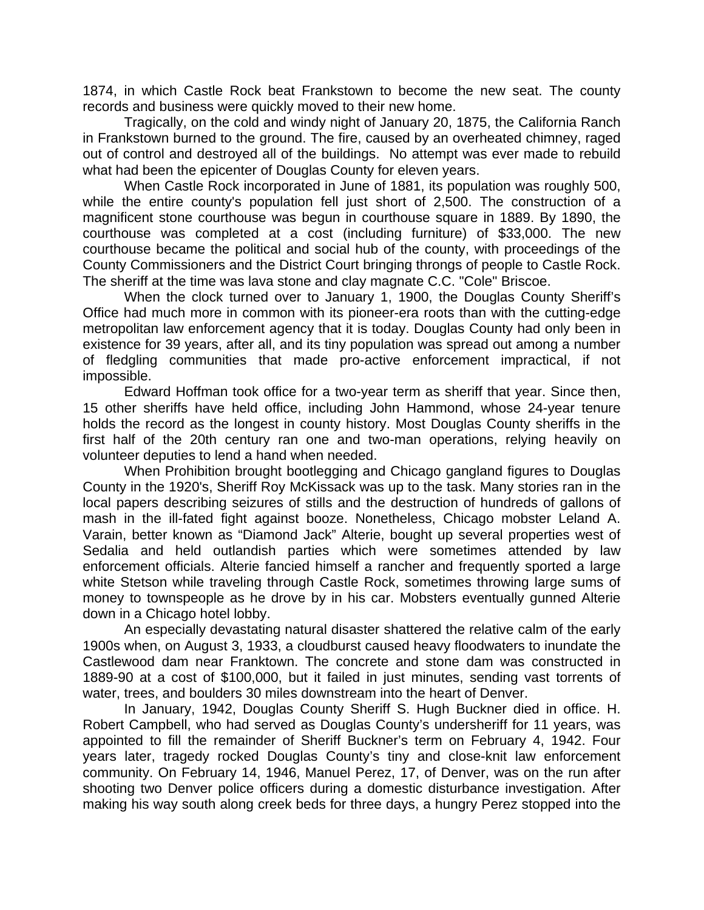1874, in which Castle Rock beat Frankstown to become the new seat. The county records and business were quickly moved to their new home.

Tragically, on the cold and windy night of January 20, 1875, the California Ranch in Frankstown burned to the ground. The fire, caused by an overheated chimney, raged out of control and destroyed all of the buildings.  No attempt was ever made to rebuild what had been the epicenter of Douglas County for eleven years.

When Castle Rock incorporated in June of 1881, its population was roughly 500, while the entire county's population fell just short of 2,500. The construction of a magnificent stone courthouse was begun in courthouse square in 1889. By 1890, the courthouse was completed at a cost (including furniture) of $33,000. The new courthouse became the political and social hub of the county, with proceedings of the County Commissioners and the District Court bringing throngs of people to Castle Rock. The sheriff at the time was lava stone and clay magnate C.C. "Cole" Briscoe.

When the clock turned over to January 1, 1900, the Douglas County Sheriff's Office had much more in common with its pioneer-era roots than with the cutting-edge metropolitan law enforcement agency that it is today. Douglas County had only been in existence for 39 years, after all, and its tiny population was spread out among a number of fledgling communities that made pro-active enforcement impractical, if not impossible.

Edward Hoffman took office for a two-year term as sheriff that year. Since then, 15 other sheriffs have held office, including John Hammond, whose 24-year tenure holds the record as the longest in county history. Most Douglas County sheriffs in the first half of the 20th century ran one and two-man operations, relying heavily on volunteer deputies to lend a hand when needed.

When Prohibition brought bootlegging and Chicago gangland figures to Douglas County in the 1920's, Sheriff Roy McKissack was up to the task. Many stories ran in the local papers describing seizures of stills and the destruction of hundreds of gallons of mash in the ill-fated fight against booze. Nonetheless, Chicago mobster Leland A. Varain, better known as "Diamond Jack" Alterie, bought up several properties west of Sedalia and held outlandish parties which were sometimes attended by law enforcement officials. Alterie fancied himself a rancher and frequently sported a large white Stetson while traveling through Castle Rock, sometimes throwing large sums of money to townspeople as he drove by in his car. Mobsters eventually gunned Alterie down in a Chicago hotel lobby.

An especially devastating natural disaster shattered the relative calm of the early 1900s when, on August 3, 1933, a cloudburst caused heavy floodwaters to inundate the Castlewood dam near Franktown. The concrete and stone dam was constructed in 1889-90 at a cost of $100,000, but it failed in just minutes, sending vast torrents of water, trees, and boulders 30 miles downstream into the heart of Denver.

In January, 1942, Douglas County Sheriff S. Hugh Buckner died in office. H. Robert Campbell, who had served as Douglas County's undersheriff for 11 years, was appointed to fill the remainder of Sheriff Buckner's term on February 4, 1942. Four years later, tragedy rocked Douglas County's tiny and close-knit law enforcement community. On February 14, 1946, Manuel Perez, 17, of Denver, was on the run after shooting two Denver police officers during a domestic disturbance investigation. After making his way south along creek beds for three days, a hungry Perez stopped into the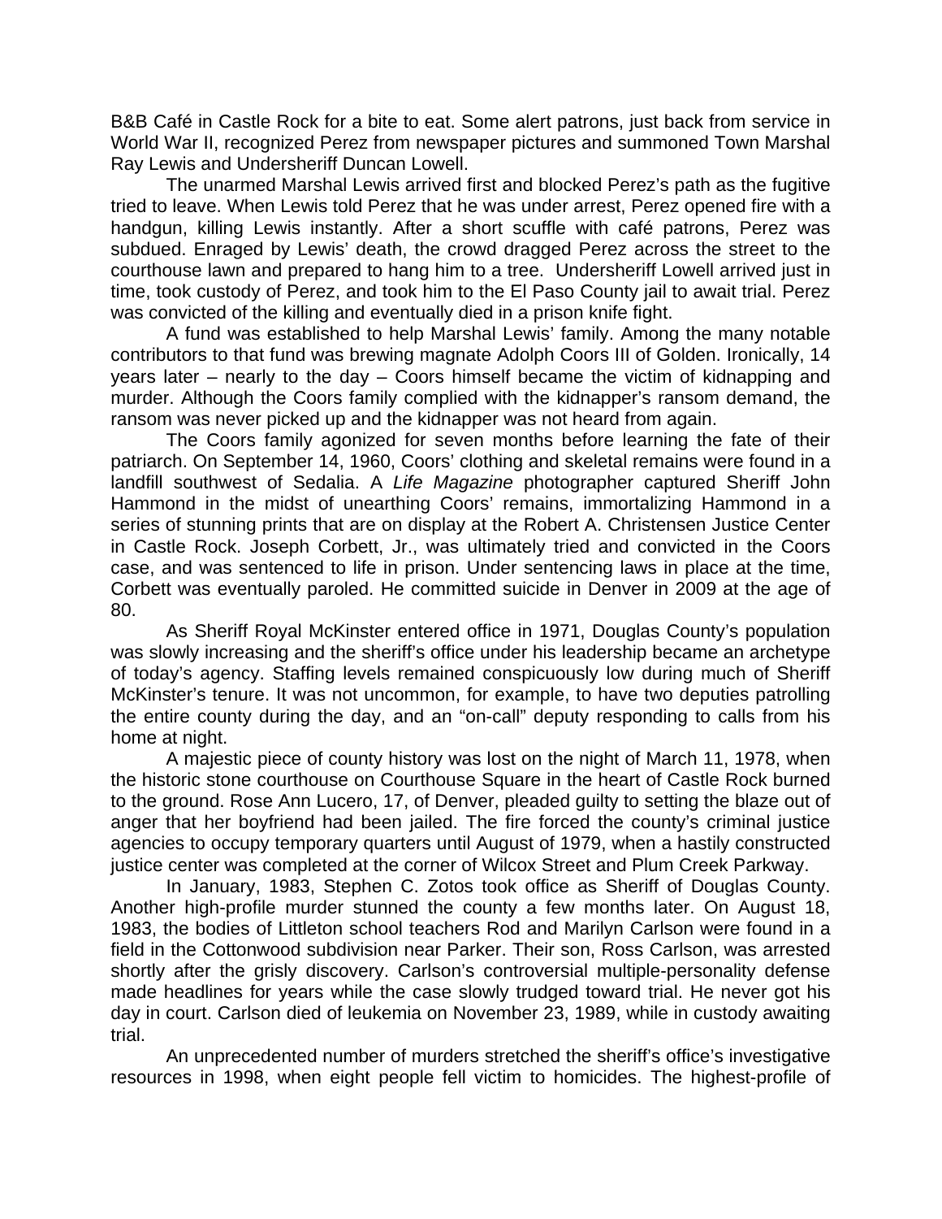B&B Café in Castle Rock for a bite to eat. Some alert patrons, just back from service in World War II, recognized Perez from newspaper pictures and summoned Town Marshal Ray Lewis and Undersheriff Duncan Lowell.

The unarmed Marshal Lewis arrived first and blocked Perez's path as the fugitive tried to leave. When Lewis told Perez that he was under arrest, Perez opened fire with a handgun, killing Lewis instantly. After a short scuffle with café patrons, Perez was subdued. Enraged by Lewis' death, the crowd dragged Perez across the street to the courthouse lawn and prepared to hang him to a tree. Undersheriff Lowell arrived just in time, took custody of Perez, and took him to the El Paso County jail to await trial. Perez was convicted of the killing and eventually died in a prison knife fight.

A fund was established to help Marshal Lewis' family. Among the many notable contributors to that fund was brewing magnate Adolph Coors III of Golden. Ironically, 14 years later – nearly to the day – Coors himself became the victim of kidnapping and murder. Although the Coors family complied with the kidnapper's ransom demand, the ransom was never picked up and the kidnapper was not heard from again.

The Coors family agonized for seven months before learning the fate of their patriarch. On September 14, 1960, Coors' clothing and skeletal remains were found in a landfill southwest of Sedalia. A *Life Magazine* photographer captured Sheriff John Hammond in the midst of unearthing Coors' remains, immortalizing Hammond in a series of stunning prints that are on display at the Robert A. Christensen Justice Center in Castle Rock. Joseph Corbett, Jr., was ultimately tried and convicted in the Coors case, and was sentenced to life in prison. Under sentencing laws in place at the time, Corbett was eventually paroled. He committed suicide in Denver in 2009 at the age of 80.

As Sheriff Royal McKinster entered office in 1971, Douglas County's population was slowly increasing and the sheriff's office under his leadership became an archetype of today's agency. Staffing levels remained conspicuously low during much of Sheriff McKinster's tenure. It was not uncommon, for example, to have two deputies patrolling the entire county during the day, and an "on-call" deputy responding to calls from his home at night.

A majestic piece of county history was lost on the night of March 11, 1978, when the historic stone courthouse on Courthouse Square in the heart of Castle Rock burned to the ground. Rose Ann Lucero, 17, of Denver, pleaded guilty to setting the blaze out of anger that her boyfriend had been jailed. The fire forced the county's criminal justice agencies to occupy temporary quarters until August of 1979, when a hastily constructed justice center was completed at the corner of Wilcox Street and Plum Creek Parkway.

In January, 1983, Stephen C. Zotos took office as Sheriff of Douglas County. Another high-profile murder stunned the county a few months later. On August 18, 1983, the bodies of Littleton school teachers Rod and Marilyn Carlson were found in a field in the Cottonwood subdivision near Parker. Their son, Ross Carlson, was arrested shortly after the grisly discovery. Carlson's controversial multiple-personality defense made headlines for years while the case slowly trudged toward trial. He never got his day in court. Carlson died of leukemia on November 23, 1989, while in custody awaiting trial.

An unprecedented number of murders stretched the sheriff's office's investigative resources in 1998, when eight people fell victim to homicides. The highest-profile of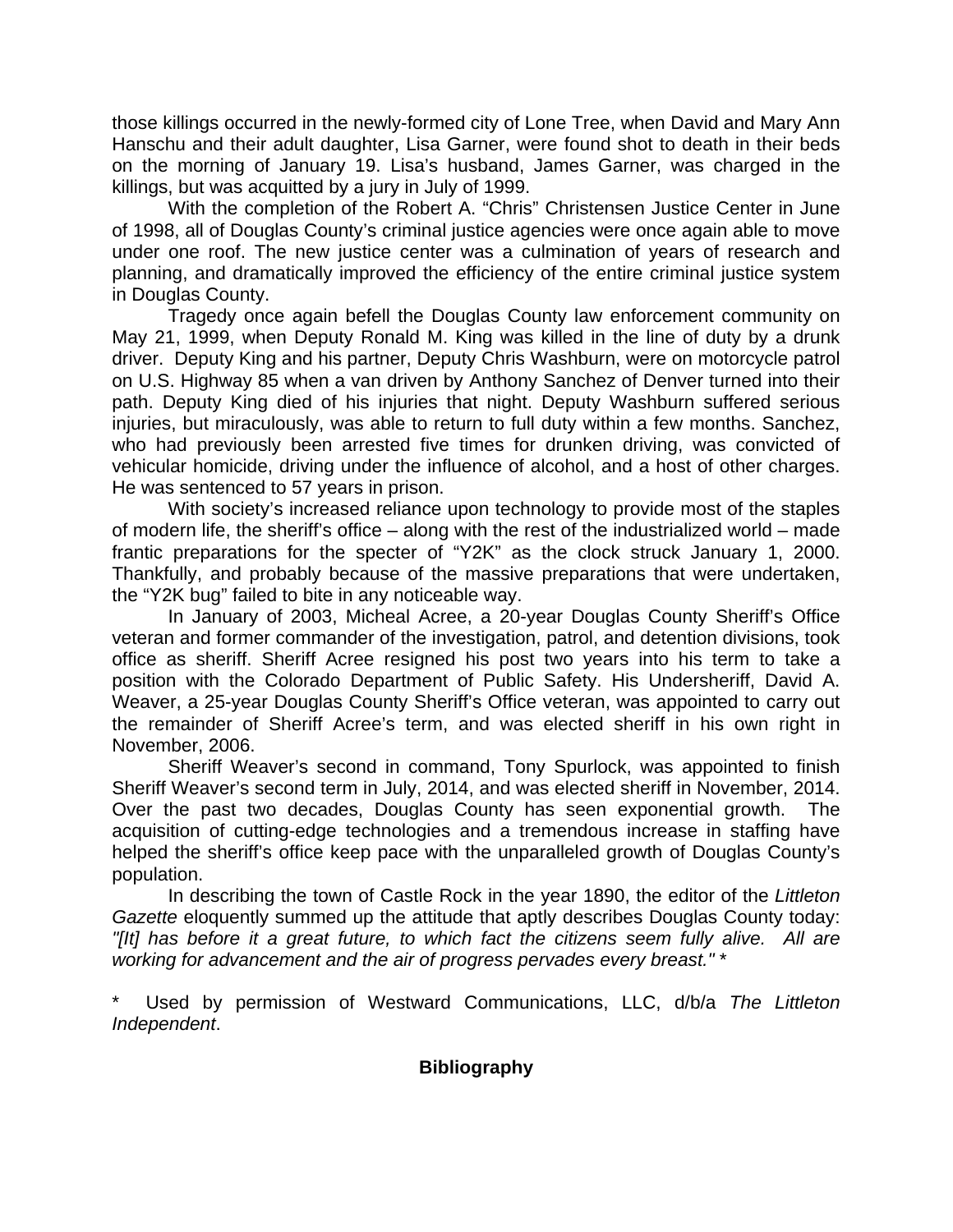those killings occurred in the newly-formed city of Lone Tree, when David and Mary Ann Hanschu and their adult daughter, Lisa Garner, were found shot to death in their beds on the morning of January 19. Lisa's husband, James Garner, was charged in the killings, but was acquitted by a jury in July of 1999.

With the completion of the Robert A. "Chris" Christensen Justice Center in June of 1998, all of Douglas County's criminal justice agencies were once again able to move under one roof. The new justice center was a culmination of years of research and planning, and dramatically improved the efficiency of the entire criminal justice system in Douglas County.

Tragedy once again befell the Douglas County law enforcement community on May 21, 1999, when Deputy Ronald M. King was killed in the line of duty by a drunk driver. Deputy King and his partner, Deputy Chris Washburn, were on motorcycle patrol on U.S. Highway 85 when a van driven by Anthony Sanchez of Denver turned into their path. Deputy King died of his injuries that night. Deputy Washburn suffered serious injuries, but miraculously, was able to return to full duty within a few months. Sanchez, who had previously been arrested five times for drunken driving, was convicted of vehicular homicide, driving under the influence of alcohol, and a host of other charges. He was sentenced to 57 years in prison.

With society's increased reliance upon technology to provide most of the staples of modern life, the sheriff's office – along with the rest of the industrialized world – made frantic preparations for the specter of "Y2K" as the clock struck January 1, 2000. Thankfully, and probably because of the massive preparations that were undertaken, the "Y2K bug" failed to bite in any noticeable way.

In January of 2003, Micheal Acree, a 20-year Douglas County Sheriff's Office veteran and former commander of the investigation, patrol, and detention divisions, took office as sheriff. Sheriff Acree resigned his post two years into his term to take a position with the Colorado Department of Public Safety. His Undersheriff, David A. Weaver, a 25-year Douglas County Sheriff's Office veteran, was appointed to carry out the remainder of Sheriff Acree's term, and was elected sheriff in his own right in November, 2006.

Sheriff Weaver's second in command, Tony Spurlock, was appointed to finish Sheriff Weaver's second term in July, 2014, and was elected sheriff in November, 2014. Over the past two decades, Douglas County has seen exponential growth. The acquisition of cutting-edge technologies and a tremendous increase in staffing have helped the sheriff's office keep pace with the unparalleled growth of Douglas County's population.

In describing the town of Castle Rock in the year 1890, the editor of the *Littleton Gazette* eloquently summed up the attitude that aptly describes Douglas County today: *"[It] has before it a great future, to which fact the citizens seem fully alive. All are working for advancement and the air of progress pervades every breast."* *

\* Used by permission of Westward Communications, LLC, d/b/a *The Littleton Independent*.

## Bibliography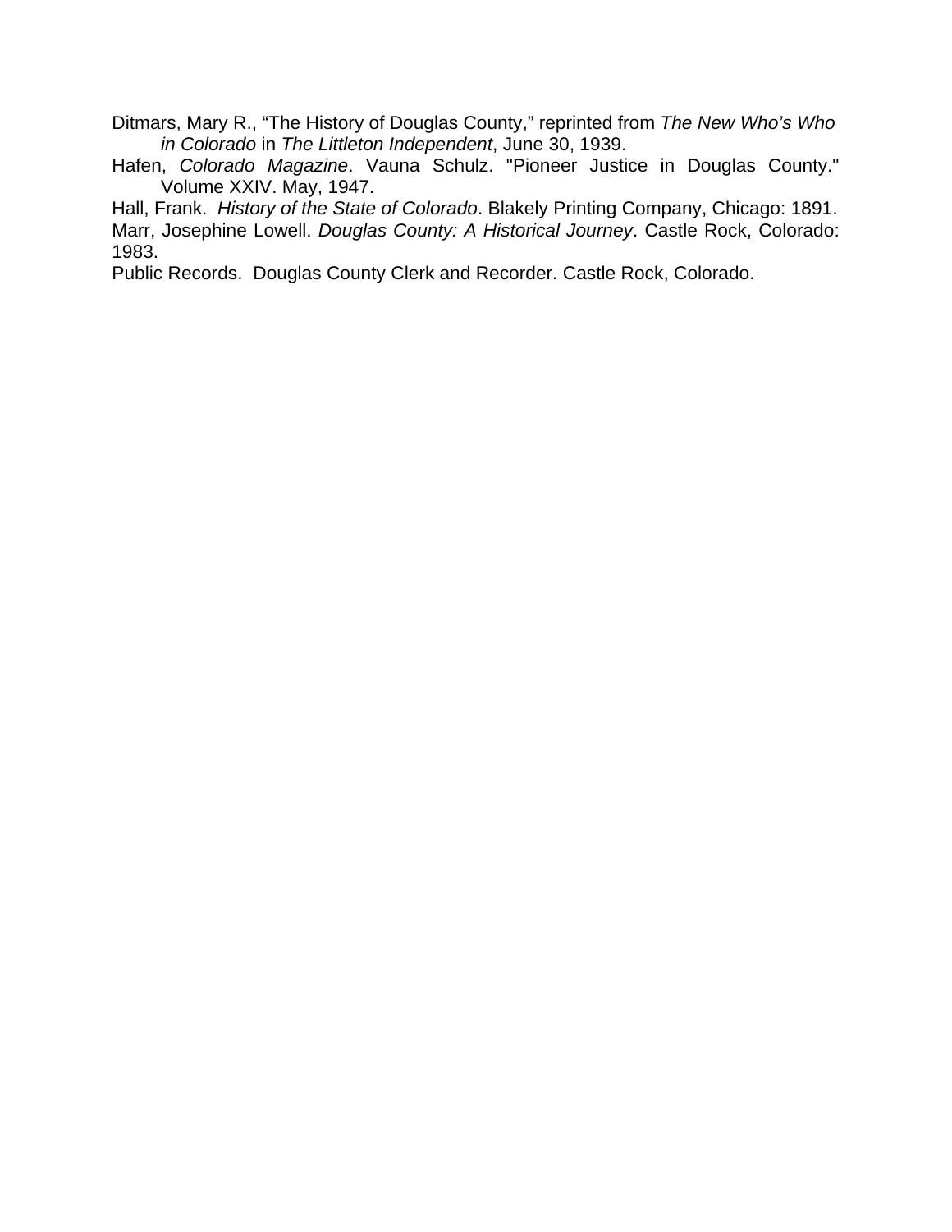Ditmars, Mary R., "The History of Douglas County," reprinted from *The New Who's Who in Colorado* in *The Littleton Independent*, June 30, 1939.

Hafen, *Colorado Magazine*. Vauna Schulz. "Pioneer Justice in Douglas County." Volume XXIV. May, 1947.

Hall, Frank. *History of the State of Colorado*. Blakely Printing Company, Chicago: 1891.

Marr, Josephine Lowell. *Douglas County: A Historical Journey*. Castle Rock, Colorado: 1983.

Public Records. Douglas County Clerk and Recorder. Castle Rock, Colorado.